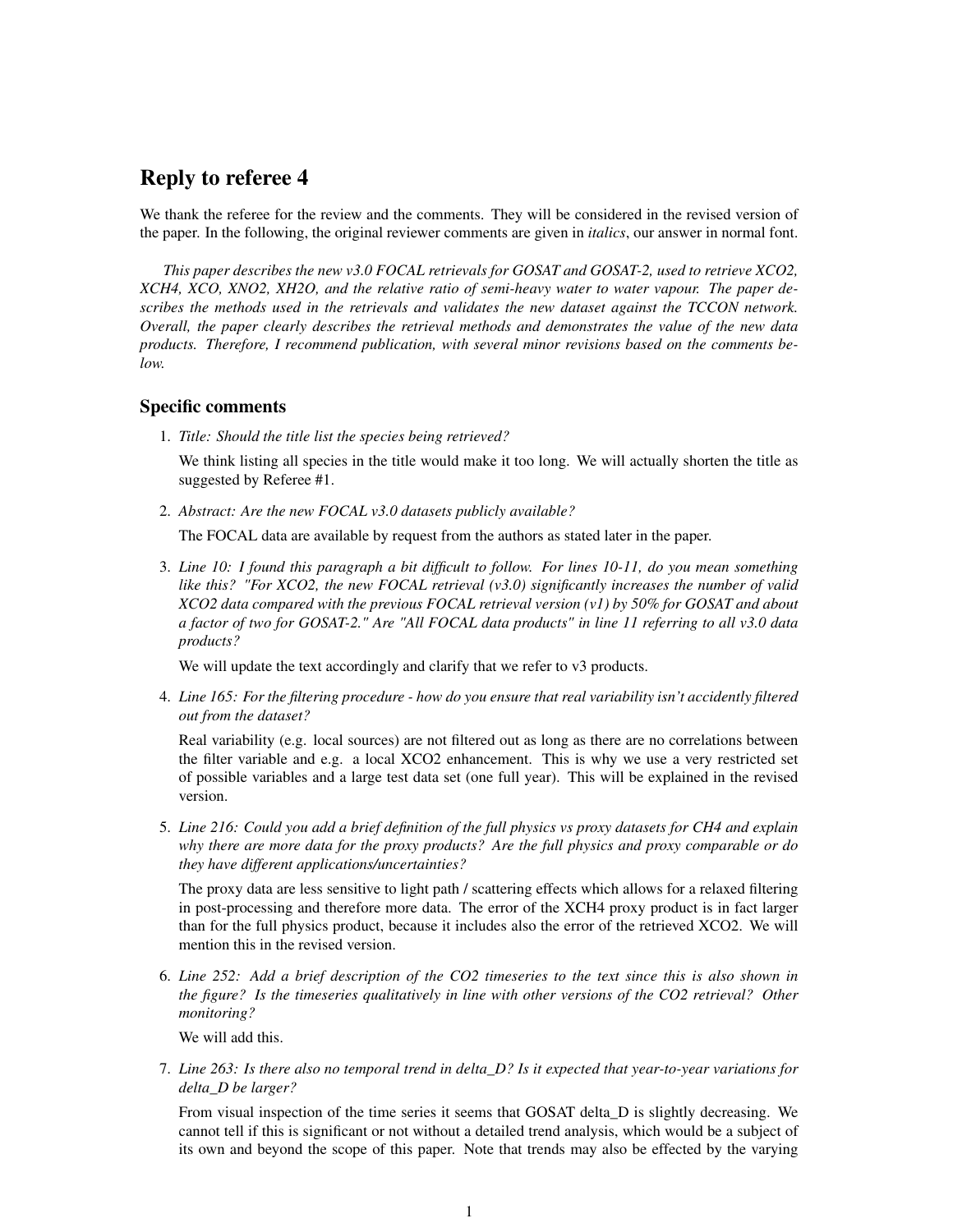# Reply to referee 4

We thank the referee for the review and the comments. They will be considered in the revised version of the paper. In the following, the original reviewer comments are given in *italics*, our answer in normal font.

*This paper describes the new v3.0 FOCAL retrievals for GOSAT and GOSAT-2, used to retrieve XCO2, XCH4, XCO, XNO2, XH2O, and the relative ratio of semi-heavy water to water vapour. The paper describes the methods used in the retrievals and validates the new dataset against the TCCON network. Overall, the paper clearly describes the retrieval methods and demonstrates the value of the new data products. Therefore, I recommend publication, with several minor revisions based on the comments below.*

## Specific comments

1. *Title: Should the title list the species being retrieved?*

   We think listing all species in the title would make it too long. We will actually shorten the title as suggested by Referee #1.

2. *Abstract: Are the new FOCAL v3.0 datasets publicly available?*

   The FOCAL data are available by request from the authors as stated later in the paper.

3. *Line 10: I found this paragraph a bit difficult to follow. For lines 10-11, do you mean something like this? "For XCO2, the new FOCAL retrieval (v3.0) significantly increases the number of valid XCO2 data compared with the previous FOCAL retrieval version (v1) by 50% for GOSAT and about a factor of two for GOSAT-2." Are "All FOCAL data products" in line 11 referring to all v3.0 data products?*

   We will update the text accordingly and clarify that we refer to v3 products.

4. *Line 165: For the filtering procedure - how do you ensure that real variability isn't accidently filtered out from the dataset?*

   Real variability (e.g. local sources) are not filtered out as long as there are no correlations between the filter variable and e.g. a local XCO2 enhancement. This is why we use a very restricted set of possible variables and a large test data set (one full year). This will be explained in the revised version.

5. *Line 216: Could you add a brief definition of the full physics vs proxy datasets for CH4 and explain why there are more data for the proxy products? Are the full physics and proxy comparable or do they have different applications/uncertainties?*

   The proxy data are less sensitive to light path / scattering effects which allows for a relaxed filtering in post-processing and therefore more data. The error of the XCH4 proxy product is in fact larger than for the full physics product, because it includes also the error of the retrieved XCO2. We will mention this in the revised version.

6. *Line 252: Add a brief description of the CO2 timeseries to the text since this is also shown in the figure? Is the timeseries qualitatively in line with other versions of the CO2 retrieval? Other monitoring?*

   We will add this.

7. *Line 263: Is there also no temporal trend in delta_D? Is it expected that year-to-year variations for delta_D be larger?*

   From visual inspection of the time series it seems that GOSAT delta_D is slightly decreasing. We cannot tell if this is significant or not without a detailed trend analysis, which would be a subject of its own and beyond the scope of this paper. Note that trends may also be effected by the varying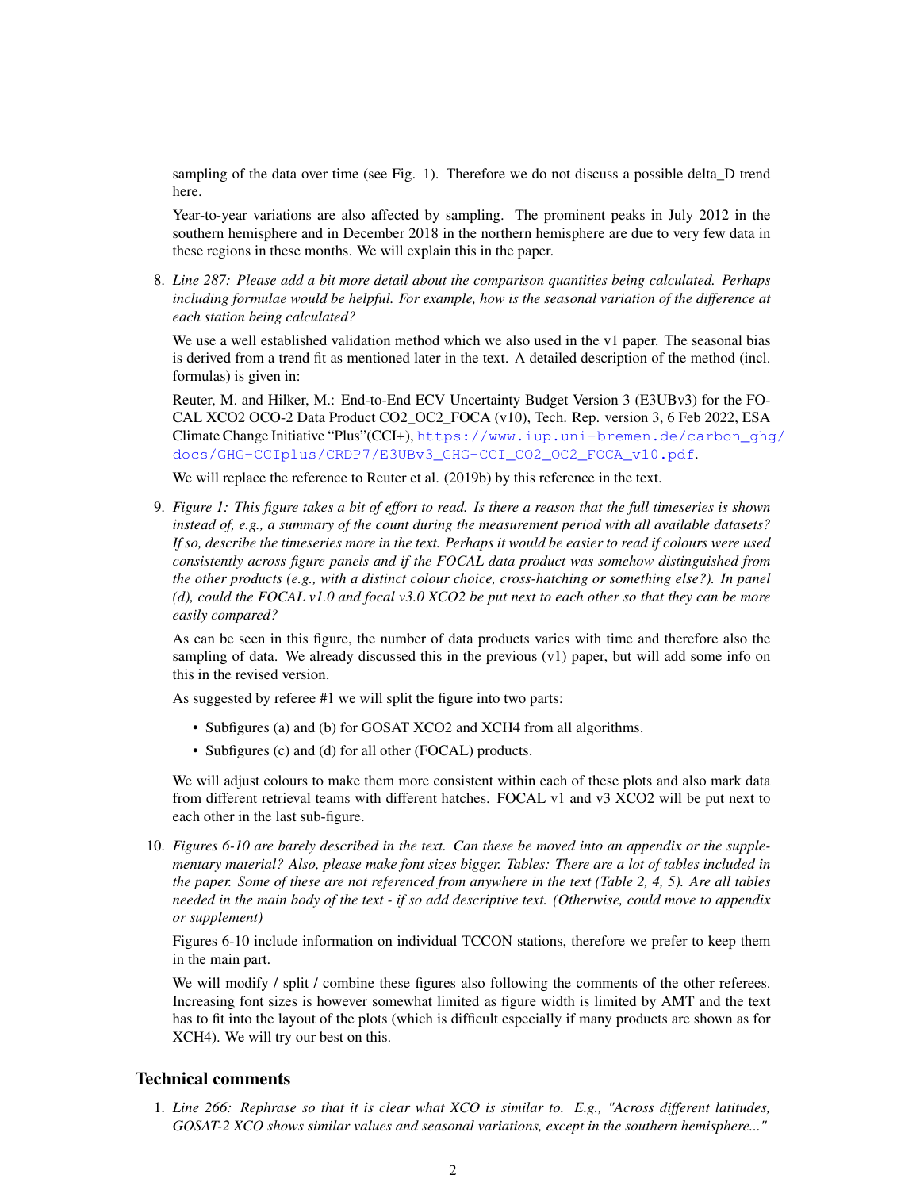sampling of the data over time (see Fig. 1). Therefore we do not discuss a possible delta_D trend here.

Year-to-year variations are also affected by sampling. The prominent peaks in July 2012 in the southern hemisphere and in December 2018 in the northern hemisphere are due to very few data in these regions in these months. We will explain this in the paper.

8. *Line 287: Please add a bit more detail about the comparison quantities being calculated. Perhaps including formulae would be helpful. For example, how is the seasonal variation of the difference at each station being calculated?*

   We use a well established validation method which we also used in the v1 paper. The seasonal bias is derived from a trend fit as mentioned later in the text. A detailed description of the method (incl. formulas) is given in:

   Reuter, M. and Hilker, M.: End-to-End ECV Uncertainty Budget Version 3 (E3UBv3) for the FOCAL XCO2 OCO-2 Data Product CO2_OC2_FOCA (v10), Tech. Rep. version 3, 6 Feb 2022, ESA Climate Change Initiative "Plus"(CCI+), https://www.iup.uni-bremen.de/carbon_ghg/docs/GHG-CCIplus/CRDP7/E3UBv3_GHG-CCI_CO2_OC2_FOCA_v10.pdf.

   We will replace the reference to Reuter et al. (2019b) by this reference in the text.

9. *Figure 1: This figure takes a bit of effort to read. Is there a reason that the full timeseries is shown instead of, e.g., a summary of the count during the measurement period with all available datasets? If so, describe the timeseries more in the text. Perhaps it would be easier to read if colours were used consistently across figure panels and if the FOCAL data product was somehow distinguished from the other products (e.g., with a distinct colour choice, cross-hatching or something else?). In panel (d), could the FOCAL v1.0 and focal v3.0 XCO2 be put next to each other so that they can be more easily compared?*

   As can be seen in this figure, the number of data products varies with time and therefore also the sampling of data. We already discussed this in the previous (v1) paper, but will add some info on this in the revised version.

   As suggested by referee #1 we will split the figure into two parts:

   - Subfigures (a) and (b) for GOSAT XCO2 and XCH4 from all algorithms.
   - Subfigures (c) and (d) for all other (FOCAL) products.

   We will adjust colours to make them more consistent within each of these plots and also mark data from different retrieval teams with different hatches. FOCAL v1 and v3 XCO2 will be put next to each other in the last sub-figure.

10. *Figures 6-10 are barely described in the text. Can these be moved into an appendix or the supplementary material? Also, please make font sizes bigger. Tables: There are a lot of tables included in the paper. Some of these are not referenced from anywhere in the text (Table 2, 4, 5). Are all tables needed in the main body of the text - if so add descriptive text. (Otherwise, could move to appendix or supplement)*

    Figures 6-10 include information on individual TCCON stations, therefore we prefer to keep them in the main part.

    We will modify / split / combine these figures also following the comments of the other referees. Increasing font sizes is however somewhat limited as figure width is limited by AMT and the text has to fit into the layout of the plots (which is difficult especially if many products are shown as for XCH4). We will try our best on this.

## Technical comments

1. *Line 266: Rephrase so that it is clear what XCO is similar to. E.g., "Across different latitudes, GOSAT-2 XCO shows similar values and seasonal variations, except in the southern hemisphere..."*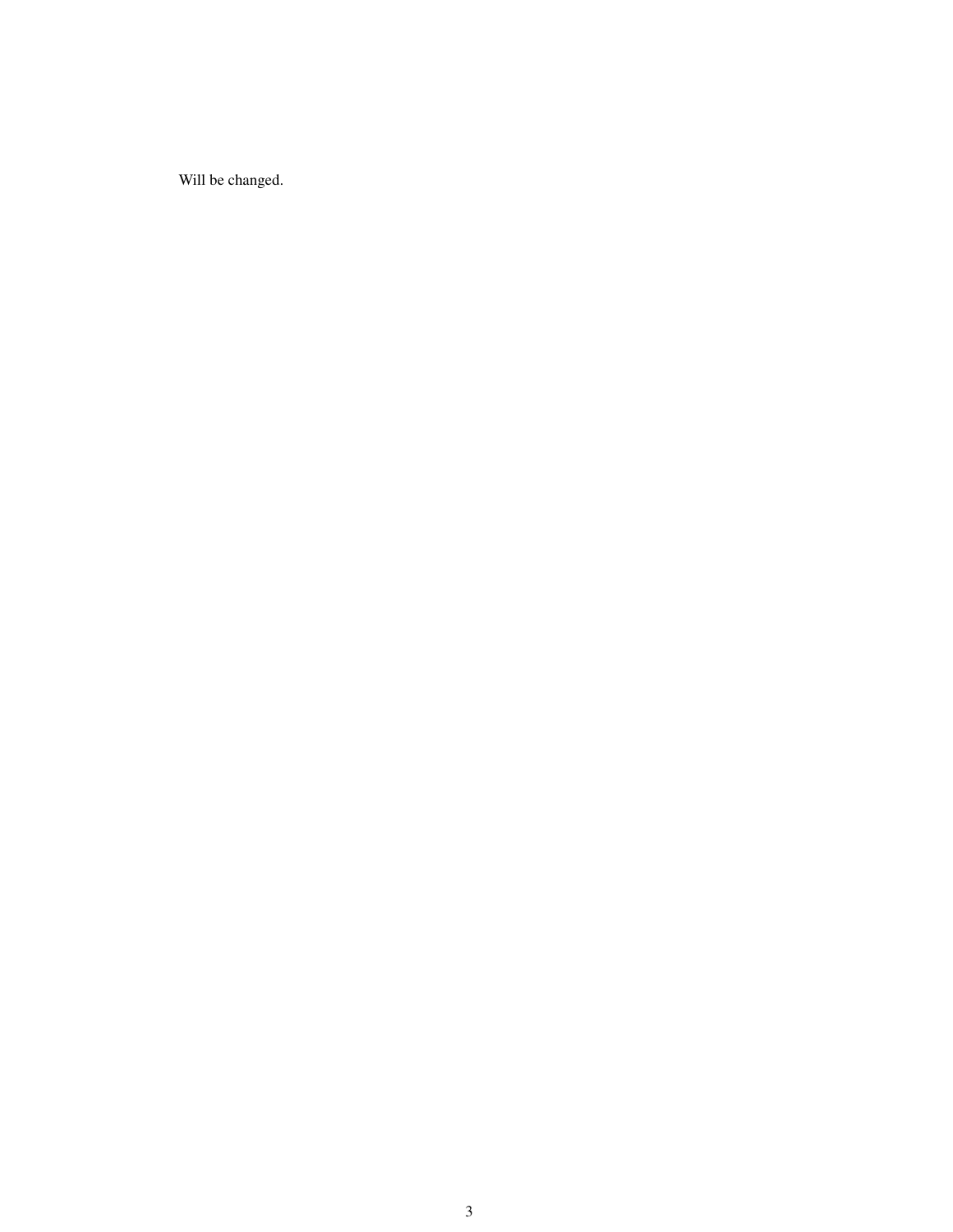Will be changed.